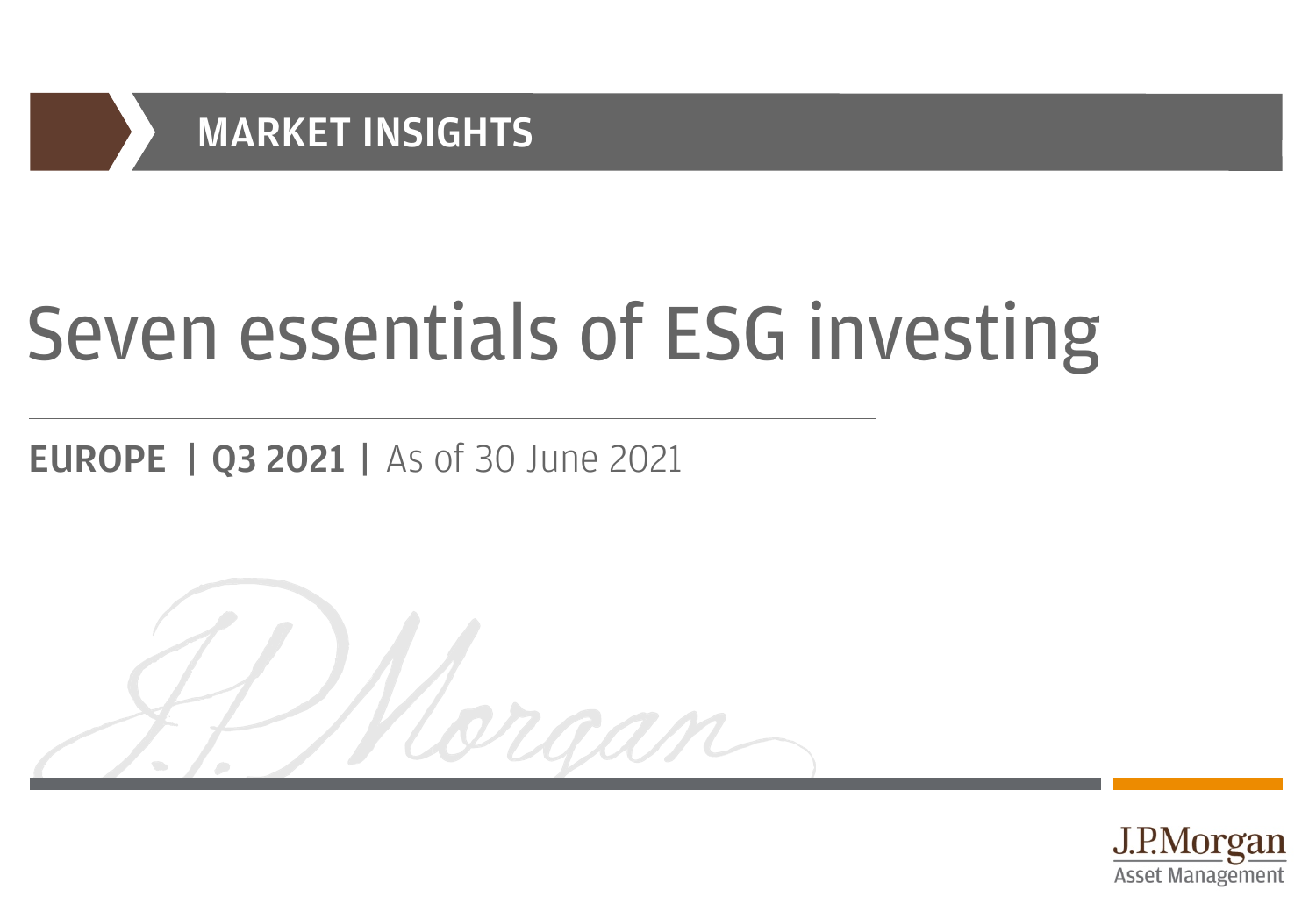MARKET INSIGHTS

# Seven essentials of ESG investing

**EUROPE | Q3 2021 |** As of 30 June 2021

J.P.Morgan Asset Management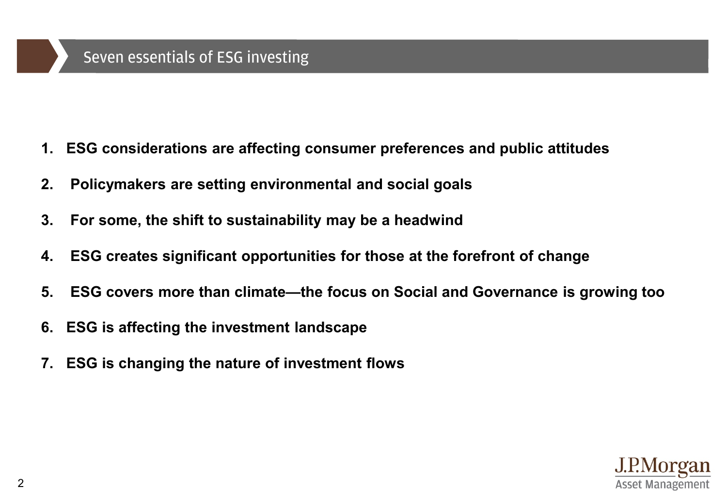# Seven essentials of ESG investing

1. **ESG considerations are affecting consumer preferences and public attitudes**
2. **Policymakers are setting environmental and social goals**
3. **For some, the shift to sustainability may be a headwind**
4. **ESG creates significant opportunities for those at the forefront of change**
5. **ESG covers more than climate—the focus on Social and Governance is growing too**
6. **ESG is affecting the investment landscape**
7. **ESG is changing the nature of investment flows**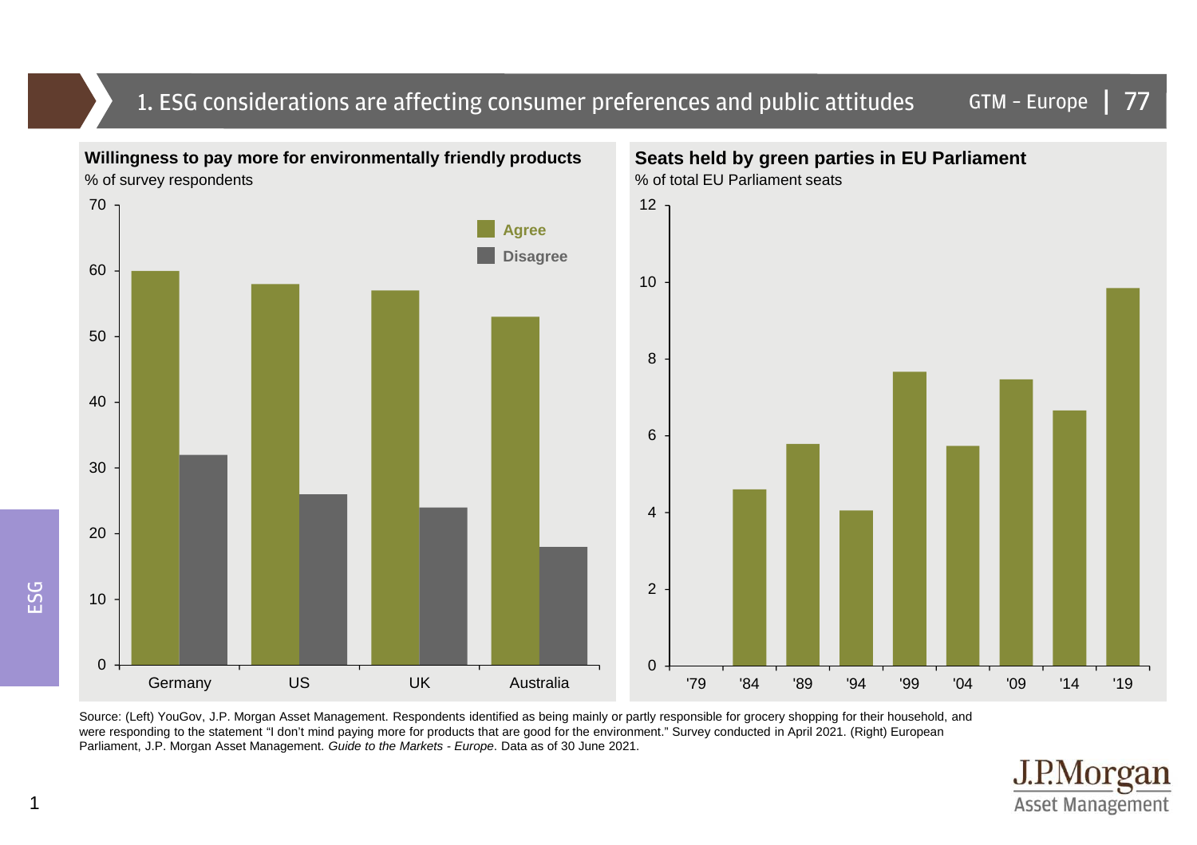# 1. ESG considerations are affecting consumer preferences and public attitudes

GTM – Europe | 77

## Willingness to pay more for environmentally friendly products

% of survey respondents

| | Agree | Disagree |
|---|---|---|
| Germany | 60 | 32 |
| US | 58 | 26 |
| UK | 57 | 24 |
| Australia | 53 | 18 |

## Seats held by green parties in EU Parliament

% of total EU Parliament seats

| Year | % of seats |
|---|---|
| '79 | 0 |
| '84 | 4.6 |
| '89 | 5.8 |
| '94 | 4.1 |
| '99 | 7.7 |
| '04 | 5.7 |
| '09 | 7.5 |
| '14 | 6.7 |
| '19 | 9.9 |

Source: (Left) YouGov, J.P. Morgan Asset Management. Respondents identified as being mainly or partly responsible for grocery shopping for their household, and were responding to the statement "I don't mind paying more for products that are good for the environment." Survey conducted in April 2021. (Right) European Parliament, J.P. Morgan Asset Management. *Guide to the Markets - Europe*. Data as of 30 June 2021.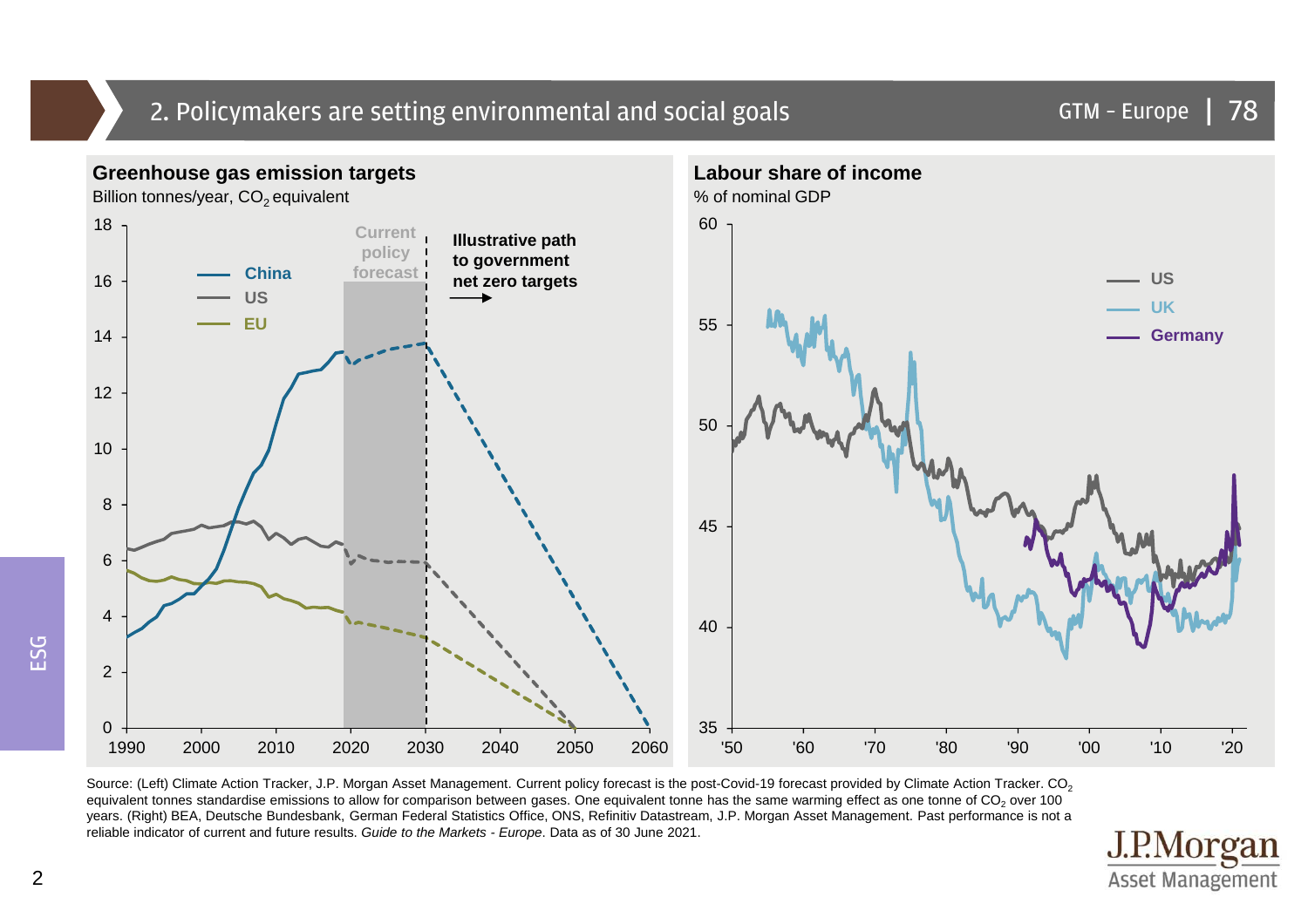## 2. Policymakers are setting environmental and social goals

### Greenhouse gas emission targets

Billion tonnes/year, $CO_2$ equivalent

Legend: China, US, EU

Current policy forecast

Illustrative path to government net zero targets

### Labour share of income

% of nominal GDP

Legend: US, UK, Germany

Source: (Left) Climate Action Tracker, J.P. Morgan Asset Management. Current policy forecast is the post-Covid-19 forecast provided by Climate Action Tracker. $CO_2$ equivalent tonnes standardise emissions to allow for comparison between gases. One equivalent tonne has the same warming effect as one tonne of $CO_2$ over 100 years. (Right) BEA, Deutsche Bundesbank, German Federal Statistics Office, ONS, Refinitiv Datastream, J.P. Morgan Asset Management. Past performance is not a reliable indicator of current and future results. *Guide to the Markets - Europe*. Data as of 30 June 2021.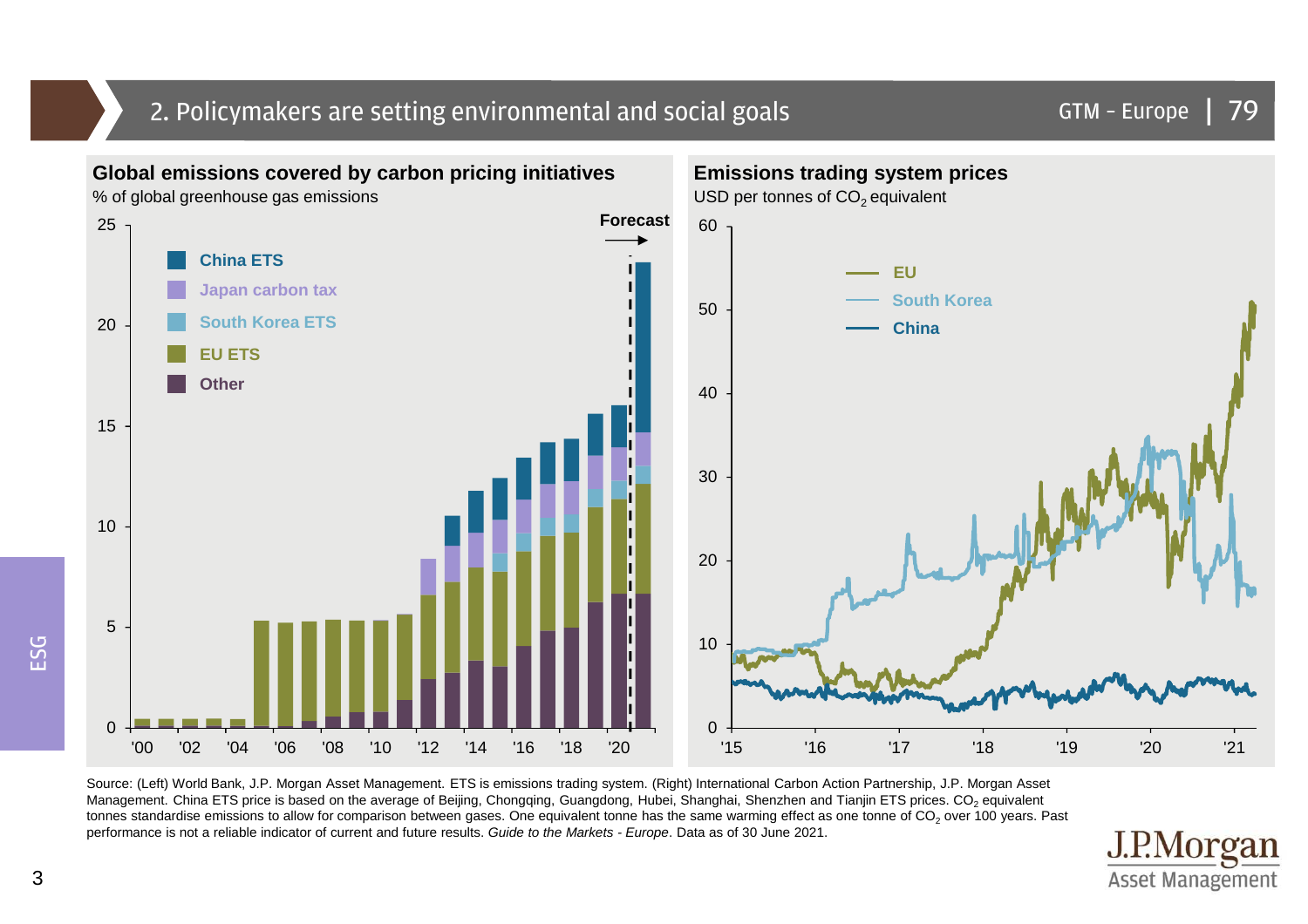## 2. Policymakers are setting environmental and social goals

### Global emissions covered by carbon pricing initiatives

% of global greenhouse gas emissions

### Emissions trading system prices

USD per tonnes of $CO_2$ equivalent

Source: (Left) World Bank, J.P. Morgan Asset Management. ETS is emissions trading system. (Right) International Carbon Action Partnership, J.P. Morgan Asset Management. China ETS price is based on the average of Beijing, Chongqing, Guangdong, Hubei, Shanghai, Shenzhen and Tianjin ETS prices. $CO_2$ equivalent tonnes standardise emissions to allow for comparison between gases. One equivalent tonne has the same warming effect as one tonne of $CO_2$ over 100 years. Past performance is not a reliable indicator of current and future results. *Guide to the Markets - Europe*. Data as of 30 June 2021.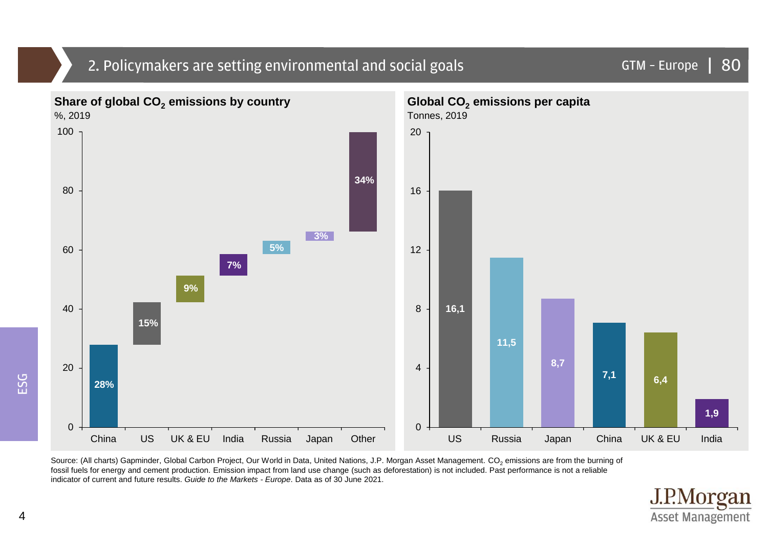## 2. Policymakers are setting environmental and social goals

### Share of global $CO_2$ emissions by country

%, 2019

| Country | Share |
|---|---|
| China | 28% |
| US | 15% |
| UK & EU | 9% |
| India | 7% |
| Russia | 5% |
| Japan | 3% |
| Other | 34% |

### Global $CO_2$ emissions per capita

Tonnes, 2019

| Country | Tonnes |
|---|---|
| US | 16,1 |
| Russia | 11,5 |
| Japan | 8,7 |
| China | 7,1 |
| UK & EU | 6,4 |
| India | 1,9 |

Source: (All charts) Gapminder, Global Carbon Project, Our World in Data, United Nations, J.P. Morgan Asset Management. $CO_2$ emissions are from the burning of fossil fuels for energy and cement production. Emission impact from land use change (such as deforestation) is not included. Past performance is not a reliable indicator of current and future results. *Guide to the Markets - Europe*. Data as of 30 June 2021.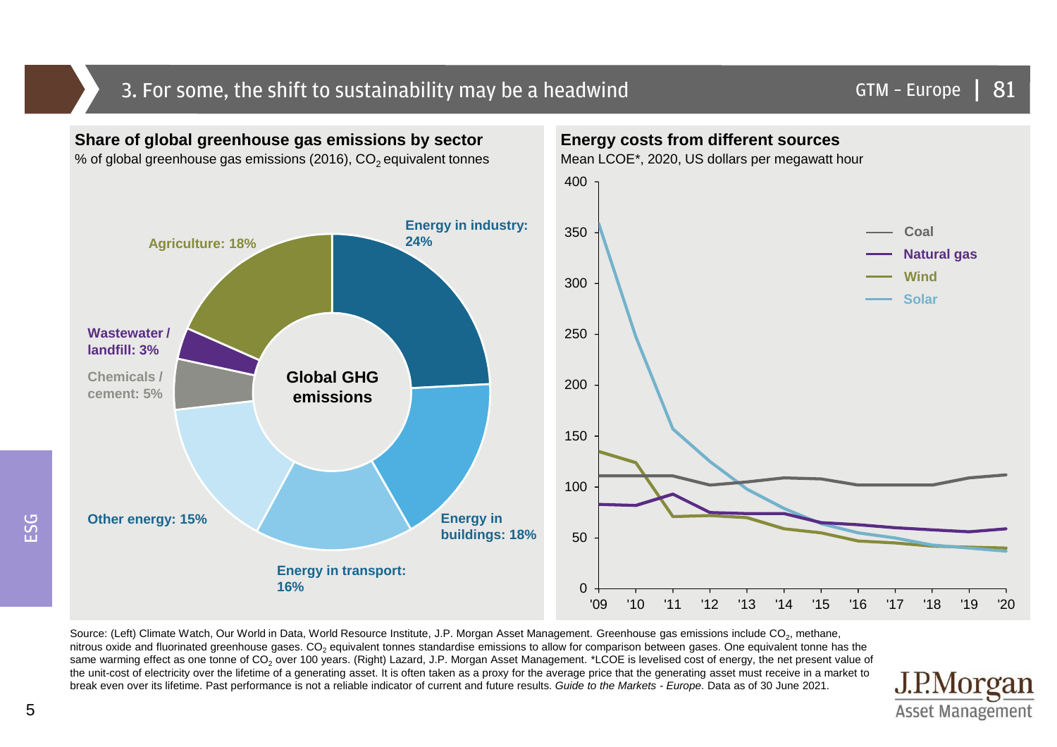# 3. For some, the shift to sustainability may be a headwind

## Share of global greenhouse gas emissions by sector

% of global greenhouse gas emissions (2016), $CO_2$ equivalent tonnes

**Global GHG emissions**

- Energy in industry: 24%
- Energy in buildings: 18%
- Energy in transport: 16%
- Other energy: 15%
- Chemicals / cement: 5%
- Wastewater / landfill: 3%
- Agriculture: 18%

## Energy costs from different sources

Mean LCOE*, 2020, US dollars per megawatt hour

Legend: Coal, Natural gas, Wind, Solar

Y-axis: 0, 50, 100, 150, 200, 250, 300, 350, 400

X-axis: '09, '10, '11, '12, '13, '14, '15, '16, '17, '18, '19, '20

Source: (Left) Climate Watch, Our World in Data, World Resource Institute, J.P. Morgan Asset Management. Greenhouse gas emissions include $CO_2$, methane, nitrous oxide and fluorinated greenhouse gases. $CO_2$ equivalent tonnes standardise emissions to allow for comparison between gases. One equivalent tonne has the same warming effect as one tonne of $CO_2$ over 100 years. (Right) Lazard, J.P. Morgan Asset Management. *LCOE is levelised cost of energy, the net present value of the unit-cost of electricity over the lifetime of a generating asset. It is often taken as a proxy for the average price that the generating asset must receive in a market to break even over its lifetime. Past performance is not a reliable indicator of current and future results. *Guide to the Markets - Europe*. Data as of 30 June 2021.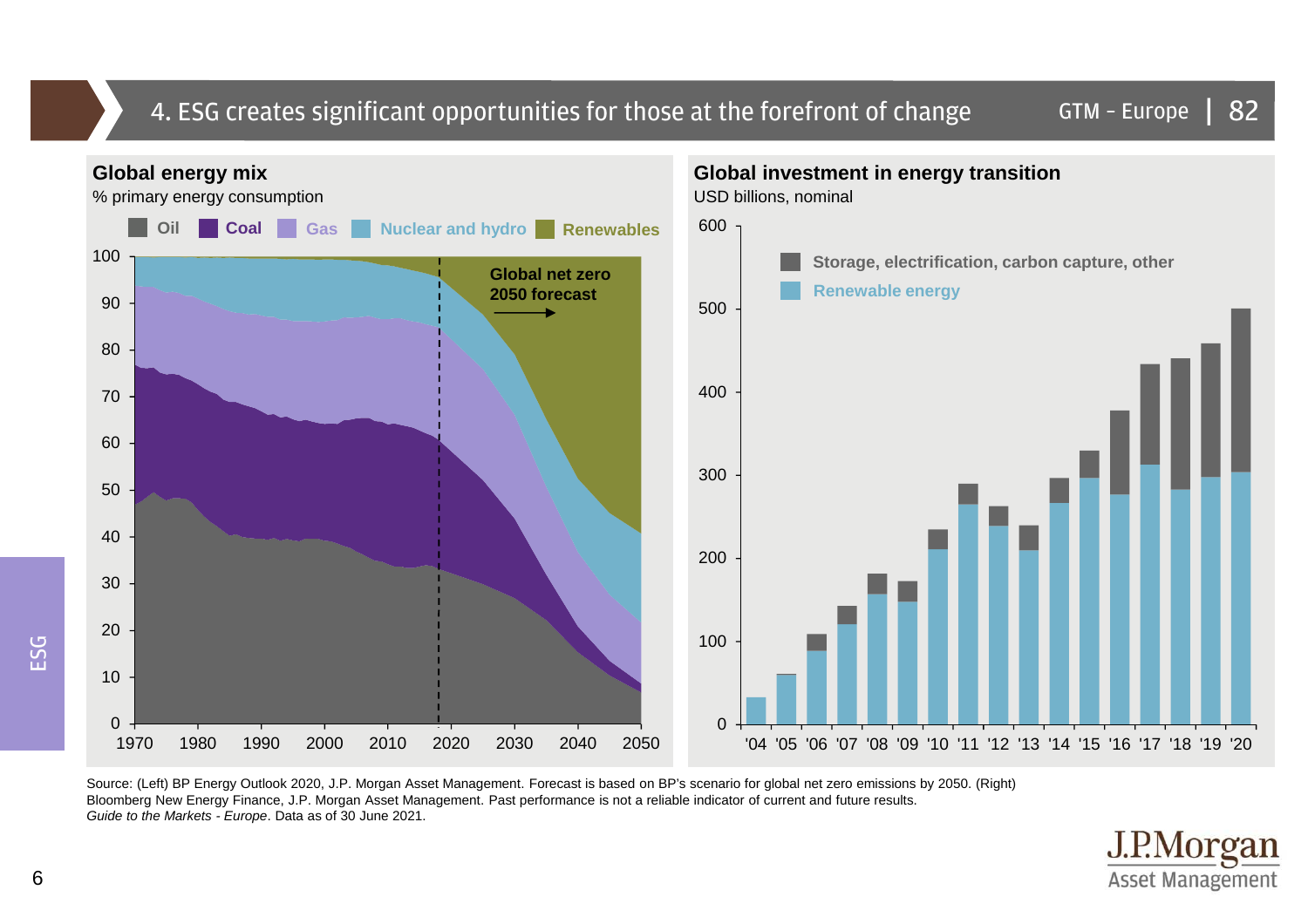# 4. ESG creates significant opportunities for those at the forefront of change

## Global energy mix

% primary energy consumption

Oil | Coal | Gas | Nuclear and hydro | Renewables

Global net zero 2050 forecast

## Global investment in energy transition

USD billions, nominal

Storage, electrification, carbon capture, other | Renewable energy

Source: (Left) BP Energy Outlook 2020, J.P. Morgan Asset Management. Forecast is based on BP's scenario for global net zero emissions by 2050. (Right) Bloomberg New Energy Finance, J.P. Morgan Asset Management. Past performance is not a reliable indicator of current and future results.
*Guide to the Markets - Europe*. Data as of 30 June 2021.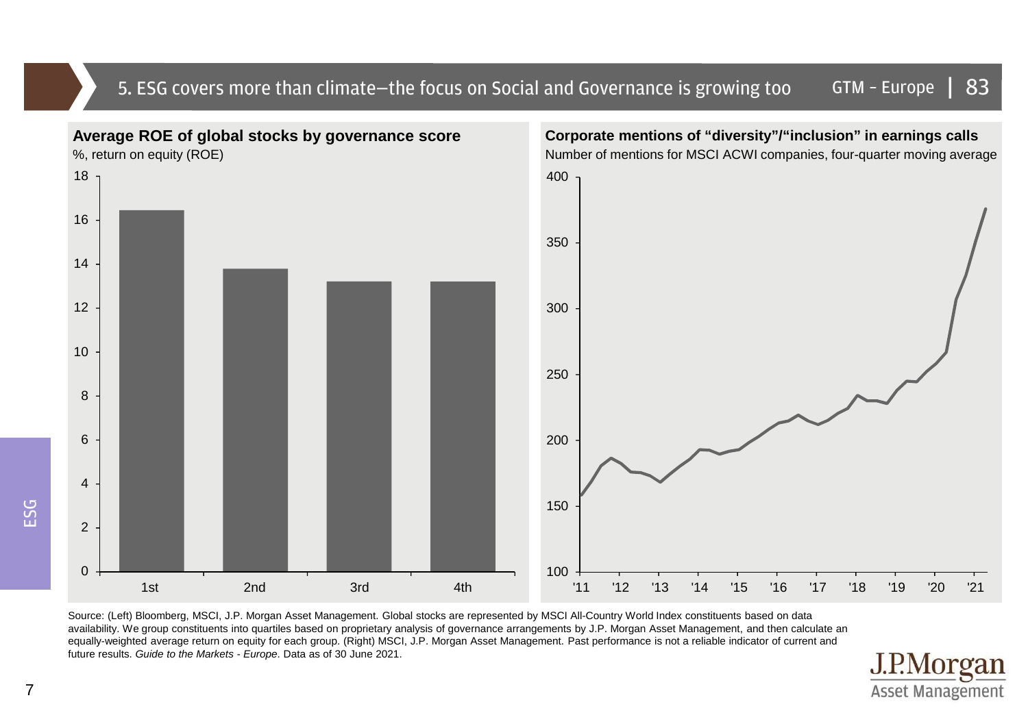# 5. ESG covers more than climate—the focus on Social and Governance is growing too

**Average ROE of global stocks by governance score**

%, return on equity (ROE)

**Corporate mentions of "diversity"/"inclusion" in earnings calls**

Number of mentions for MSCI ACWI companies, four-quarter moving average

Source: (Left) Bloomberg, MSCI, J.P. Morgan Asset Management. Global stocks are represented by MSCI All-Country World Index constituents based on data availability. We group constituents into quartiles based on proprietary analysis of governance arrangements by J.P. Morgan Asset Management, and then calculate an equally-weighted average return on equity for each group. (Right) MSCI, J.P. Morgan Asset Management. Past performance is not a reliable indicator of current and future results. *Guide to the Markets - Europe*. Data as of 30 June 2021.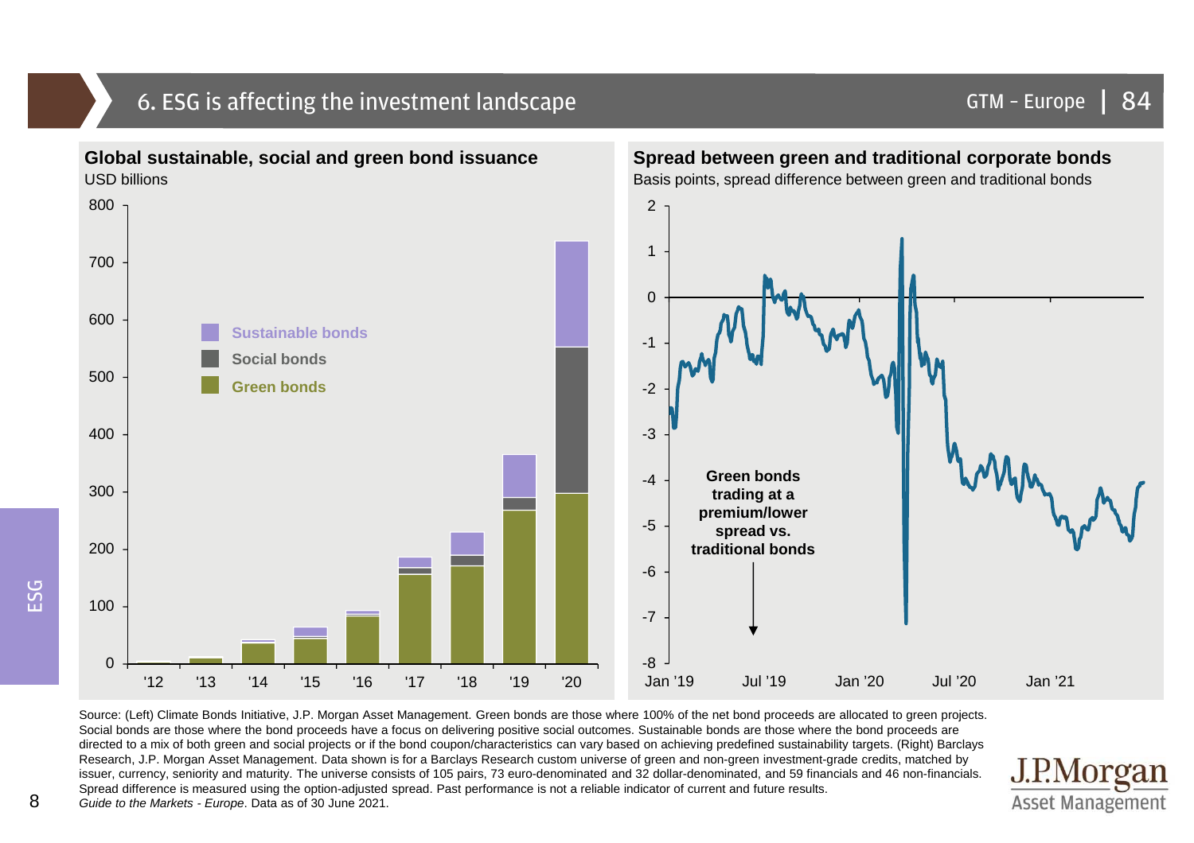# 6. ESG is affecting the investment landscape

## Global sustainable, social and green bond issuance

USD billions

- Sustainable bonds
- Social bonds
- Green bonds

## Spread between green and traditional corporate bonds

Basis points, spread difference between green and traditional bonds

**Green bonds trading at a premium/lower spread vs. traditional bonds**

Source: (Left) Climate Bonds Initiative, J.P. Morgan Asset Management. Green bonds are those where 100% of the net bond proceeds are allocated to green projects. Social bonds are those where the bond proceeds have a focus on delivering positive social outcomes. Sustainable bonds are those where the bond proceeds are directed to a mix of both green and social projects or if the bond coupon/characteristics can vary based on achieving predefined sustainability targets. (Right) Barclays Research, J.P. Morgan Asset Management. Data shown is for a Barclays Research custom universe of green and non-green investment-grade credits, matched by issuer, currency, seniority and maturity. The universe consists of 105 pairs, 73 euro-denominated and 32 dollar-denominated, and 59 financials and 46 non-financials. Spread difference is measured using the option-adjusted spread. Past performance is not a reliable indicator of current and future results.
*Guide to the Markets - Europe*. Data as of 30 June 2021.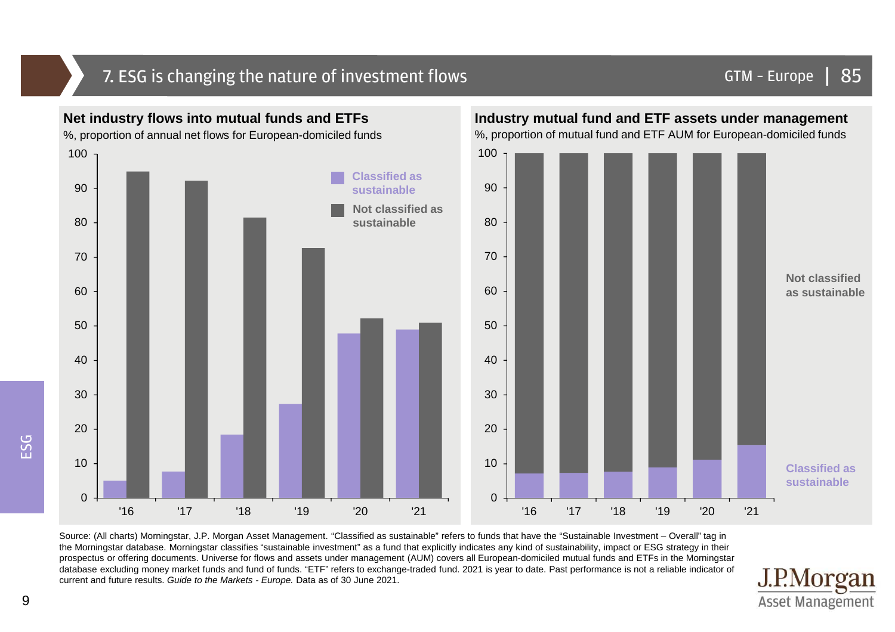# 7. ESG is changing the nature of investment flows

**Net industry flows into mutual funds and ETFs**

%, proportion of annual net flows for European-domiciled funds

| Year | Classified as sustainable | Not classified as sustainable |
|---|---|---|
| '16 | 5 | 95 |
| '17 | 7.5 | 92.5 |
| '18 | 18.5 | 81.5 |
| '19 | 27 | 73 |
| '20 | 48 | 52 |
| '21 | 49 | 51 |

**Industry mutual fund and ETF assets under management**

%, proportion of mutual fund and ETF AUM for European-domiciled funds

| Year | Classified as sustainable | Not classified as sustainable |
|---|---|---|
| '16 | 7 | 93 |
| '17 | 7 | 93 |
| '18 | 7.5 | 92.5 |
| '19 | 9 | 91 |
| '20 | 11 | 89 |
| '21 | 15.5 | 84.5 |

Source: (All charts) Morningstar, J.P. Morgan Asset Management. "Classified as sustainable" refers to funds that have the "Sustainable Investment – Overall" tag in the Morningstar database. Morningstar classifies "sustainable investment" as a fund that explicitly indicates any kind of sustainability, impact or ESG strategy in their prospectus or offering documents. Universe for flows and assets under management (AUM) covers all European-domiciled mutual funds and ETFs in the Morningstar database excluding money market funds and fund of funds. "ETF" refers to exchange-traded fund. 2021 is year to date. Past performance is not a reliable indicator of current and future results. *Guide to the Markets - Europe.* Data as of 30 June 2021.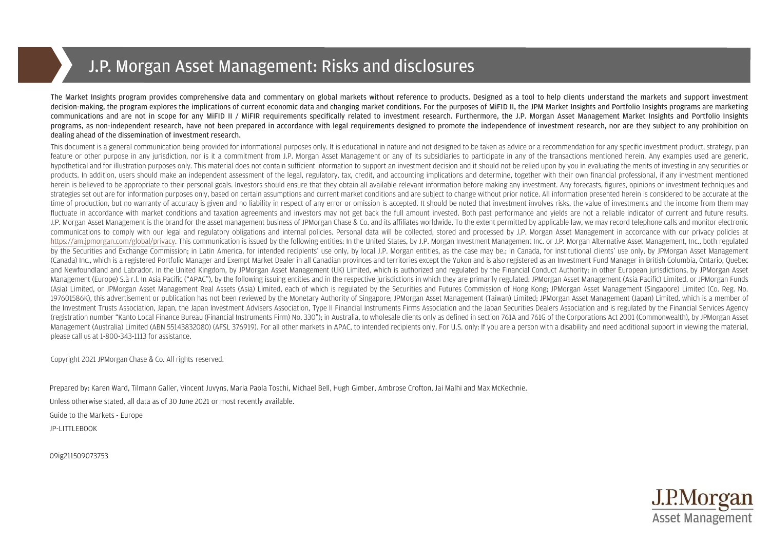# J.P. Morgan Asset Management: Risks and disclosures

**The Market Insights program provides comprehensive data and commentary on global markets without reference to products. Designed as a tool to help clients understand the markets and support investment decision-making, the program explores the implications of current economic data and changing market conditions. For the purposes of MiFID II, the JPM Market Insights and Portfolio Insights programs are marketing communications and are not in scope for any MiFID II / MiFIR requirements specifically related to investment research. Furthermore, the J.P. Morgan Asset Management Market Insights and Portfolio Insights programs, as non-independent research, have not been prepared in accordance with legal requirements designed to promote the independence of investment research, nor are they subject to any prohibition on dealing ahead of the dissemination of investment research.**

This document is a general communication being provided for informational purposes only. It is educational in nature and not designed to be taken as advice or a recommendation for any specific investment product, strategy, plan feature or other purpose in any jurisdiction, nor is it a commitment from J.P. Morgan Asset Management or any of its subsidiaries to participate in any of the transactions mentioned herein. Any examples used are generic, hypothetical and for illustration purposes only. This material does not contain sufficient information to support an investment decision and it should not be relied upon by you in evaluating the merits of investing in any securities or products. In addition, users should make an independent assessment of the legal, regulatory, tax, credit, and accounting implications and determine, together with their own financial professional, if any investment mentioned herein is believed to be appropriate to their personal goals. Investors should ensure that they obtain all available relevant information before making any investment. Any forecasts, figures, opinions or investment techniques and strategies set out are for information purposes only, based on certain assumptions and current market conditions and are subject to change without prior notice. All information presented herein is considered to be accurate at the time of production, but no warranty of accuracy is given and no liability in respect of any error or omission is accepted. It should be noted that investment involves risks, the value of investments and the income from them may fluctuate in accordance with market conditions and taxation agreements and investors may not get back the full amount invested. Both past performance and yields are not a reliable indicator of current and future results. J.P. Morgan Asset Management is the brand for the asset management business of JPMorgan Chase & Co. and its affiliates worldwide. To the extent permitted by applicable law, we may record telephone calls and monitor electronic communications to comply with our legal and regulatory obligations and internal policies. Personal data will be collected, stored and processed by J.P. Morgan Asset Management in accordance with our privacy policies at https://am.jpmorgan.com/global/privacy. This communication is issued by the following entities: In the United States, by J.P. Morgan Investment Management Inc. or J.P. Morgan Alternative Asset Management, Inc., both regulated by the Securities and Exchange Commission; in Latin America, for intended recipients' use only, by local J.P. Morgan entities, as the case may be.; in Canada, for institutional clients' use only, by JPMorgan Asset Management (Canada) Inc., which is a registered Portfolio Manager and Exempt Market Dealer in all Canadian provinces and territories except the Yukon and is also registered as an Investment Fund Manager in British Columbia, Ontario, Quebec and Newfoundland and Labrador. In the United Kingdom, by JPMorgan Asset Management (UK) Limited, which is authorized and regulated by the Financial Conduct Authority; in other European jurisdictions, by JPMorgan Asset Management (Europe) S.à r.l. In Asia Pacific ("APAC"), by the following issuing entities and in the respective jurisdictions in which they are primarily regulated: JPMorgan Asset Management (Asia Pacific) Limited, or JPMorgan Funds (Asia) Limited, or JPMorgan Asset Management Real Assets (Asia) Limited, each of which is regulated by the Securities and Futures Commission of Hong Kong; JPMorgan Asset Management (Singapore) Limited (Co. Reg. No. 197601586K), this advertisement or publication has not been reviewed by the Monetary Authority of Singapore; JPMorgan Asset Management (Taiwan) Limited; JPMorgan Asset Management (Japan) Limited, which is a member of the Investment Trusts Association, Japan, the Japan Investment Advisers Association, Type II Financial Instruments Firms Association and the Japan Securities Dealers Association and is regulated by the Financial Services Agency (registration number "Kanto Local Finance Bureau (Financial Instruments Firm) No. 330"); in Australia, to wholesale clients only as defined in section 761A and 761G of the Corporations Act 2001 (Commonwealth), by JPMorgan Asset Management (Australia) Limited (ABN 55143832080) (AFSL 376919). For all other markets in APAC, to intended recipients only. For U.S. only: If you are a person with a disability and need additional support in viewing the material, please call us at 1-800-343-1113 for assistance.

Copyright 2021 JPMorgan Chase & Co. All rights reserved.

Prepared by: Karen Ward, Tilmann Galler, Vincent Juvyns, Maria Paola Toschi, Michael Bell, Hugh Gimber, Ambrose Crofton, Jai Malhi and Max McKechnie.

Unless otherwise stated, all data as of 30 June 2021 or most recently available.

Guide to the Markets - Europe

JP-LITTLEBOOK

09ig211509073753

J.P.Morgan Asset Management